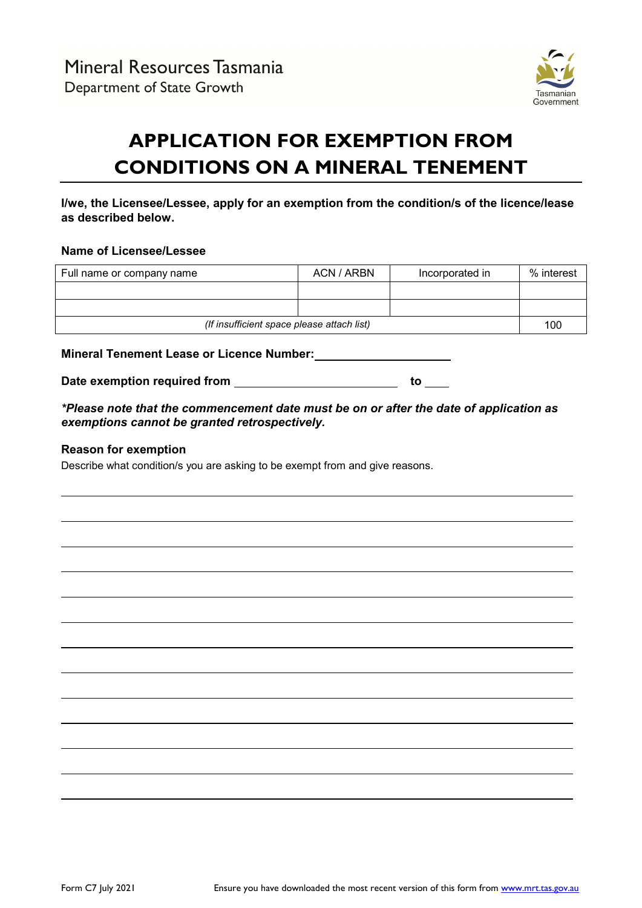Mineral Resources Tasmania
Department of State Growth

# APPLICATION FOR EXEMPTION FROM CONDITIONS ON A MINERAL TENEMENT

**I/we, the Licensee/Lessee, apply for an exemption from the condition/s of the licence/lease as described below.**

**Name of Licensee/Lessee**

| Full name or company name | ACN / ARBN | Incorporated in | % interest |
|---|---|---|---|
| | | | |
| | | | |
| *(If insufficient space please attach list)* | | | 100 |

**Mineral Tenement Lease or Licence Number:** \_\_\_\_\_\_\_\_\_\_\_\_\_\_\_\_\_\_\_\_

**Date exemption required from** \_\_\_\_\_\_\_\_\_\_\_\_\_\_\_\_\_\_\_\_ **to** \_\_\_\_

***Please note that the commencement date must be on or after the date of application as exemptions cannot be granted retrospectively.***

**Reason for exemption**

Describe what condition/s you are asking to be exempt from and give reasons.

Form C7 July 2021

Ensure you have downloaded the most recent version of this form from www.mrt.tas.gov.au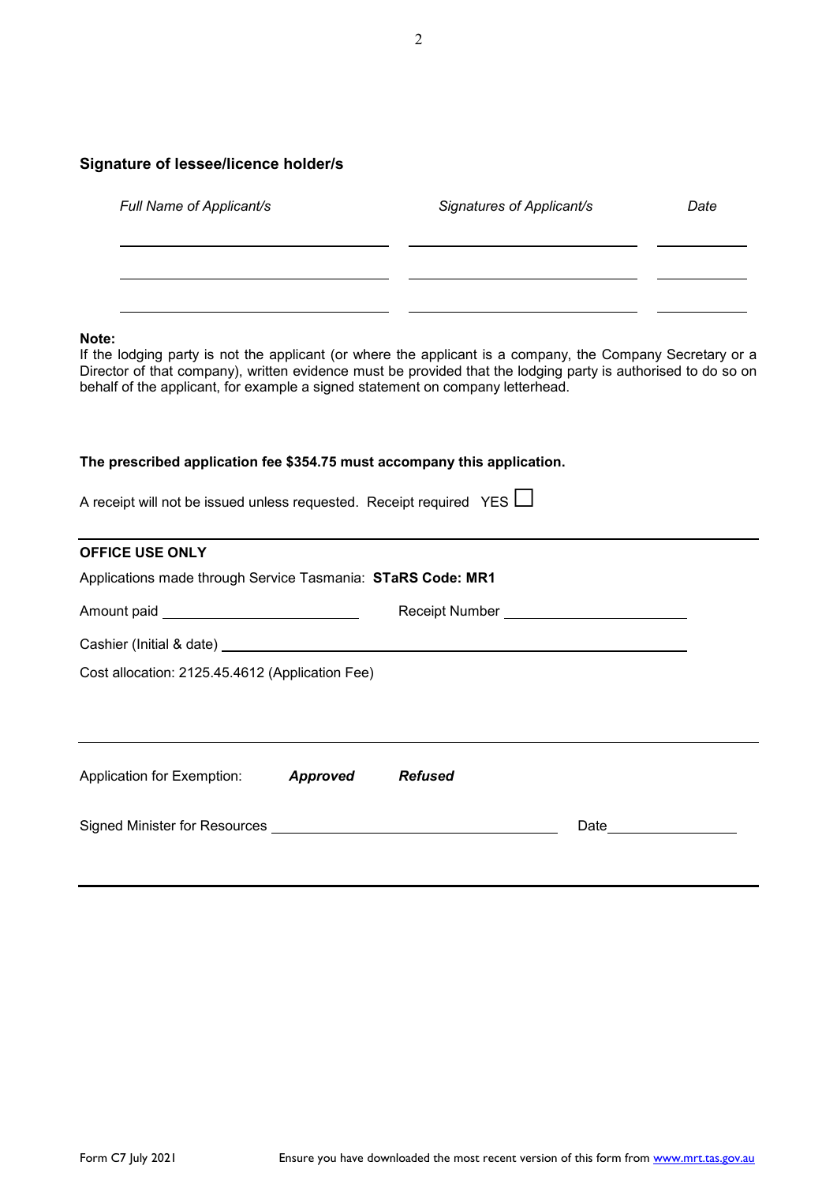### Signature of lessee/licence holder/s

| *Full Name of Applicant/s* | *Signatures of Applicant/s* | *Date* |
|---|---|---|
| | | |
| | | |
| | | |

**Note:**
If the lodging party is not the applicant (or where the applicant is a company, the Company Secretary or a Director of that company), written evidence must be provided that the lodging party is authorised to do so on behalf of the applicant, for example a signed statement on company letterhead.

**The prescribed application fee $354.75 must accompany this application.**

A receipt will not be issued unless requested. Receipt required YES ☐

---

**OFFICE USE ONLY**

Applications made through Service Tasmania: **STaRS Code: MR1**

Amount paid ______________________ Receipt Number ______________________

Cashier (Initial & date) ______________________________________________

Cost allocation: 2125.45.4612 (Application Fee)

---

Application for Exemption: ***Approved*** ***Refused***

Signed Minister for Resources ________________________________ Date______________

---

Form C7 July 2021 Ensure you have downloaded the most recent version of this form from www.mrt.tas.gov.au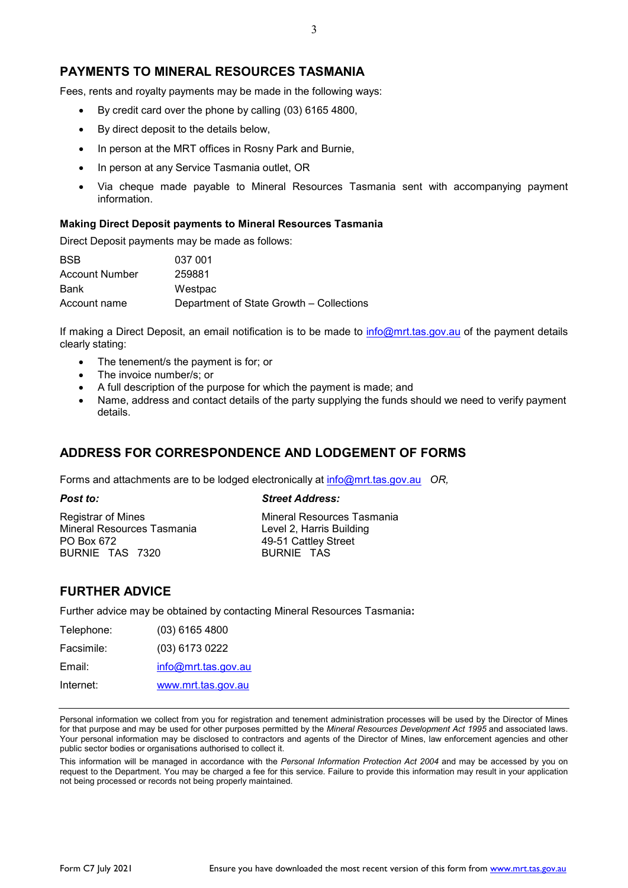## PAYMENTS TO MINERAL RESOURCES TASMANIA

Fees, rents and royalty payments may be made in the following ways:

- By credit card over the phone by calling (03) 6165 4800,
- By direct deposit to the details below,
- In person at the MRT offices in Rosny Park and Burnie,
- In person at any Service Tasmania outlet, OR
- Via cheque made payable to Mineral Resources Tasmania sent with accompanying payment information.

### Making Direct Deposit payments to Mineral Resources Tasmania

Direct Deposit payments may be made as follows:

| | |
|---|---|
| BSB | 037 001 |
| Account Number | 259881 |
| Bank | Westpac |
| Account name | Department of State Growth – Collections |

If making a Direct Deposit, an email notification is to be made to info@mrt.tas.gov.au of the payment details clearly stating:

- The tenement/s the payment is for; or
- The invoice number/s; or
- A full description of the purpose for which the payment is made; and
- Name, address and contact details of the party supplying the funds should we need to verify payment details.

## ADDRESS FOR CORRESPONDENCE AND LODGEMENT OF FORMS

Forms and attachments are to be lodged electronically at info@mrt.tas.gov.au *OR,*

***Post to:***

Registrar of Mines
Mineral Resources Tasmania
PO Box 672
BURNIE TAS 7320

***Street Address:***

Mineral Resources Tasmania
Level 2, Harris Building
49-51 Cattley Street
BURNIE TAS

## FURTHER ADVICE

Further advice may be obtained by contacting Mineral Resources Tasmania**:**

| | |
|---|---|
| Telephone: | (03) 6165 4800 |
| Facsimile: | (03) 6173 0222 |
| Email: | info@mrt.tas.gov.au |
| Internet: | www.mrt.tas.gov.au |

---

Personal information we collect from you for registration and tenement administration processes will be used by the Director of Mines for that purpose and may be used for other purposes permitted by the *Mineral Resources Development Act 1995* and associated laws. Your personal information may be disclosed to contractors and agents of the Director of Mines, law enforcement agencies and other public sector bodies or organisations authorised to collect it.

This information will be managed in accordance with the *Personal Information Protection Act 2004* and may be accessed by you on request to the Department. You may be charged a fee for this service. Failure to provide this information may result in your application not being processed or records not being properly maintained.